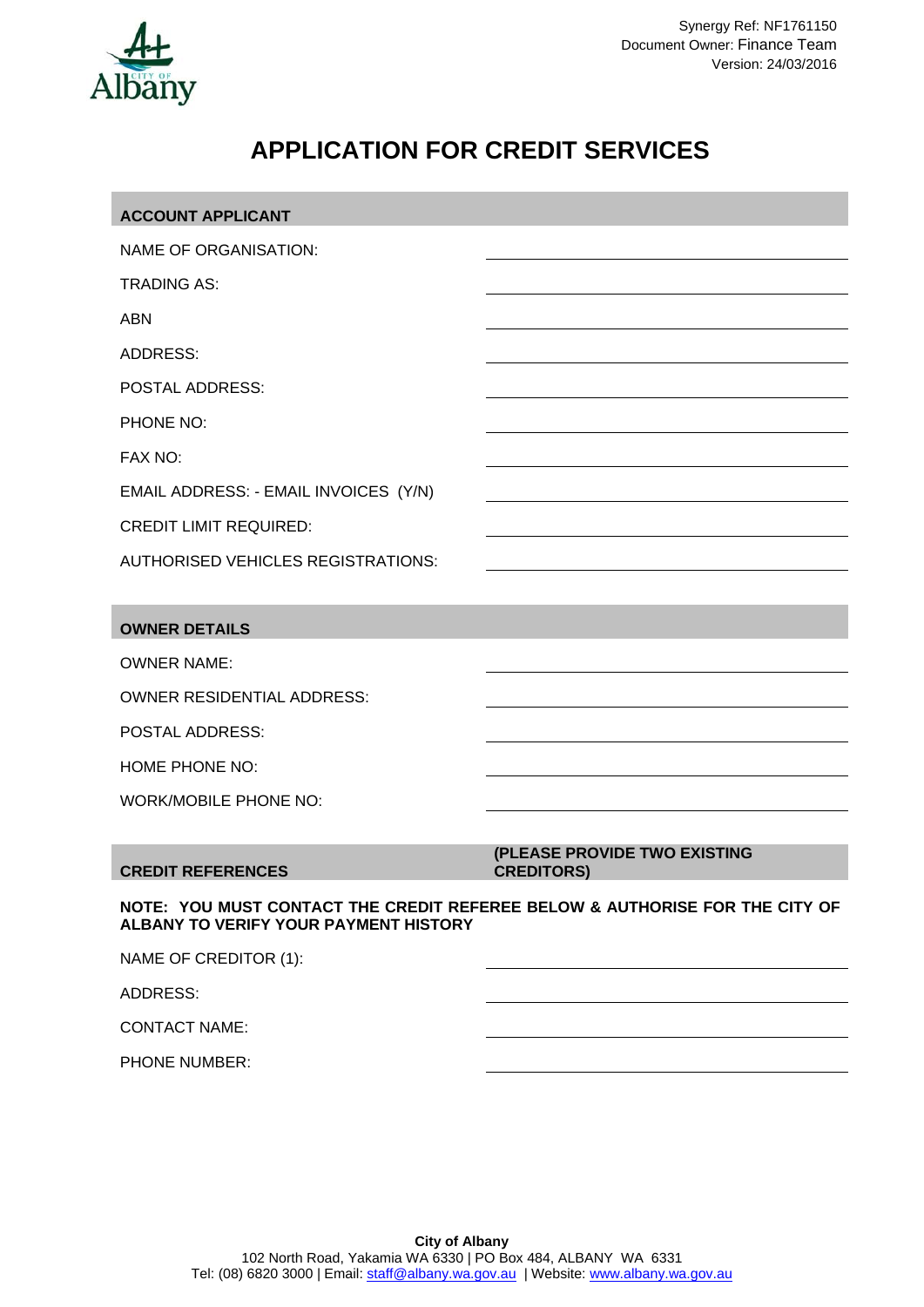Synergy Ref: NF1761150
Document Owner: Finance Team
Version: 24/03/2016

# APPLICATION FOR CREDIT SERVICES

## ACCOUNT APPLICANT

| | |
|---|---|
| NAME OF ORGANISATION: | |
| TRADING AS: | |
| ABN | |
| ADDRESS: | |
| POSTAL ADDRESS: | |
| PHONE NO: | |
| FAX NO: | |
| EMAIL ADDRESS: - EMAIL INVOICES (Y/N) | |
| CREDIT LIMIT REQUIRED: | |
| AUTHORISED VEHICLES REGISTRATIONS: | |

## OWNER DETAILS

| | |
|---|---|
| OWNER NAME: | |
| OWNER RESIDENTIAL ADDRESS: | |
| POSTAL ADDRESS: | |
| HOME PHONE NO: | |
| WORK/MOBILE PHONE NO: | |

## CREDIT REFERENCES **(PLEASE PROVIDE TWO EXISTING CREDITORS)**

**NOTE: YOU MUST CONTACT THE CREDIT REFEREE BELOW & AUTHORISE FOR THE CITY OF ALBANY TO VERIFY YOUR PAYMENT HISTORY**

| | |
|---|---|
| NAME OF CREDITOR (1): | |
| ADDRESS: | |
| CONTACT NAME: | |
| PHONE NUMBER: | |

**City of Albany**
102 North Road, Yakamia WA 6330 | PO Box 484, ALBANY WA 6331
Tel: (08) 6820 3000 | Email: staff@albany.wa.gov.au | Website: www.albany.wa.gov.au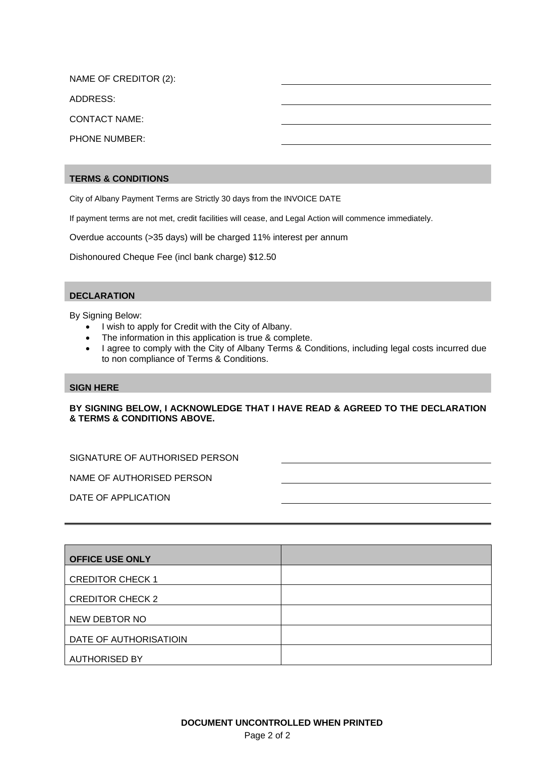NAME OF CREDITOR (2): \_\_\_\_\_\_\_\_\_\_\_\_\_\_\_\_\_\_\_\_

ADDRESS: \_\_\_\_\_\_\_\_\_\_\_\_\_\_\_\_\_\_\_\_

CONTACT NAME: \_\_\_\_\_\_\_\_\_\_\_\_\_\_\_\_\_\_\_\_

PHONE NUMBER: \_\_\_\_\_\_\_\_\_\_\_\_\_\_\_\_\_\_\_\_

## TERMS & CONDITIONS

City of Albany Payment Terms are Strictly 30 days from the INVOICE DATE

If payment terms are not met, credit facilities will cease, and Legal Action will commence immediately.

Overdue accounts (>35 days) will be charged 11% interest per annum

Dishonoured Cheque Fee (incl bank charge) $12.50

## DECLARATION

By Signing Below:

- I wish to apply for Credit with the City of Albany.
- The information in this application is true & complete.
- I agree to comply with the City of Albany Terms & Conditions, including legal costs incurred due to non compliance of Terms & Conditions.

## SIGN HERE

**BY SIGNING BELOW, I ACKNOWLEDGE THAT I HAVE READ & AGREED TO THE DECLARATION & TERMS & CONDITIONS ABOVE.**

SIGNATURE OF AUTHORISED PERSON \_\_\_\_\_\_\_\_\_\_\_\_\_\_\_\_\_\_\_\_

NAME OF AUTHORISED PERSON \_\_\_\_\_\_\_\_\_\_\_\_\_\_\_\_\_\_\_\_

DATE OF APPLICATION \_\_\_\_\_\_\_\_\_\_\_\_\_\_\_\_\_\_\_\_

| OFFICE USE ONLY | |
|---|---|
| CREDITOR CHECK 1 | |
| CREDITOR CHECK 2 | |
| NEW DEBTOR NO | |
| DATE OF AUTHORISATIOIN | |
| AUTHORISED BY | |

**DOCUMENT UNCONTROLLED WHEN PRINTED**